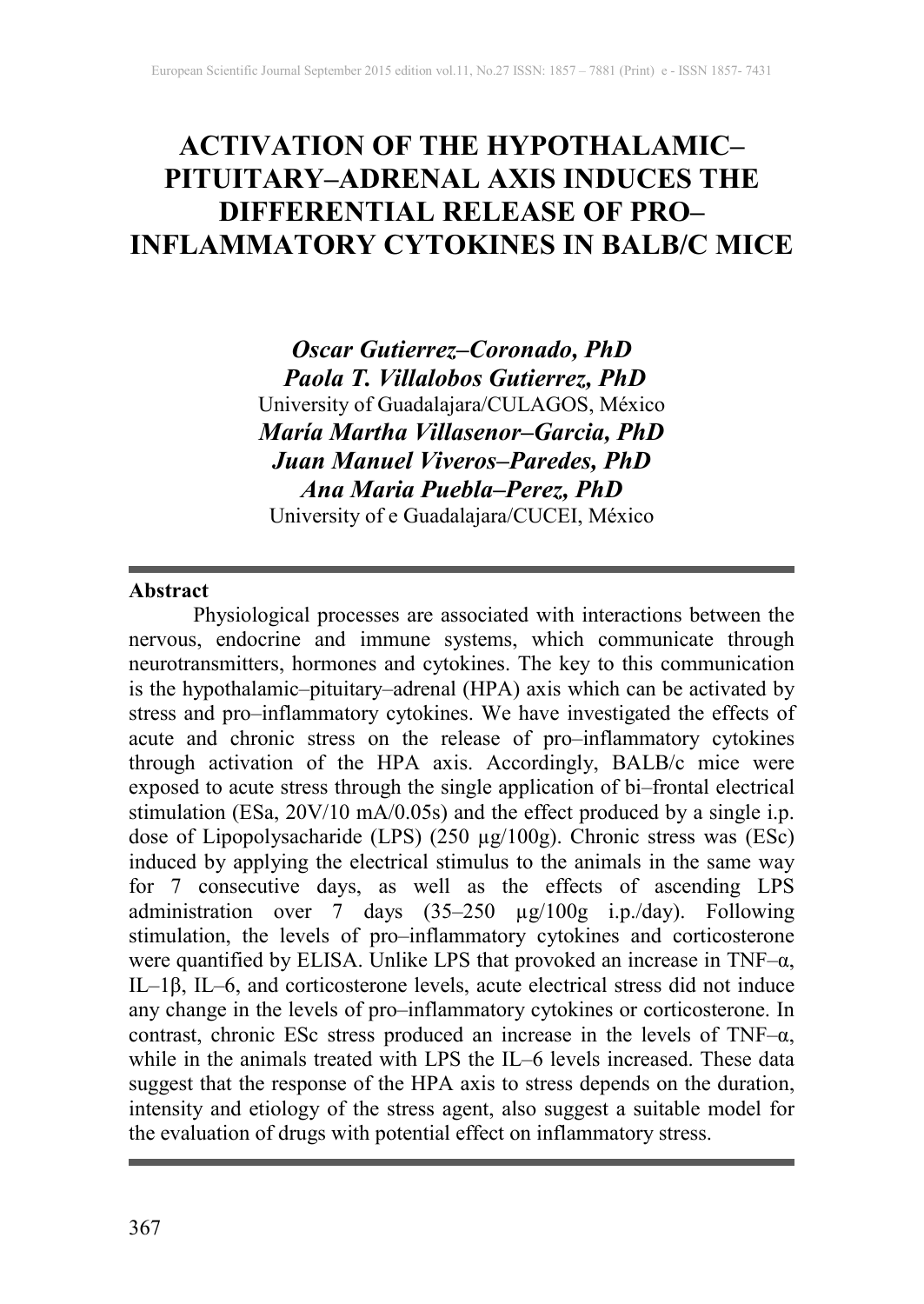# ACTIVATION OF THE HYPOTHALAMIC–PITUITARY–ADRENAL AXIS INDUCES THE DIFFERENTIAL RELEASE OF PRO–INFLAMMATORY CYTOKINES IN BALB/C MICE

***Oscar Gutierrez–Coronado, PhD***
***Paola T. Villalobos Gutierrez, PhD***
University of Guadalajara/CULAGOS, México
***María Martha Villasenor–Garcia, PhD***
***Juan Manuel Viveros–Paredes, PhD***
***Ana Maria Puebla–Perez, PhD***
University of e Guadalajara/CUCEI, México

---

**Abstract**

Physiological processes are associated with interactions between the nervous, endocrine and immune systems, which communicate through neurotransmitters, hormones and cytokines. The key to this communication is the hypothalamic–pituitary–adrenal (HPA) axis which can be activated by stress and pro–inflammatory cytokines. We have investigated the effects of acute and chronic stress on the release of pro–inflammatory cytokines through activation of the HPA axis. Accordingly, BALB/c mice were exposed to acute stress through the single application of bi–frontal electrical stimulation (ESa, 20V/10 mA/0.05s) and the effect produced by a single i.p. dose of Lipopolysacharide (LPS) (250 µg/100g). Chronic stress was (ESc) induced by applying the electrical stimulus to the animals in the same way for 7 consecutive days, as well as the effects of ascending LPS administration over 7 days (35–250 µg/100g i.p./day). Following stimulation, the levels of pro–inflammatory cytokines and corticosterone were quantified by ELISA. Unlike LPS that provoked an increase in TNF–α, IL–1β, IL–6, and corticosterone levels, acute electrical stress did not induce any change in the levels of pro–inflammatory cytokines or corticosterone. In contrast, chronic ESc stress produced an increase in the levels of TNF–α, while in the animals treated with LPS the IL–6 levels increased. These data suggest that the response of the HPA axis to stress depends on the duration, intensity and etiology of the stress agent, also suggest a suitable model for the evaluation of drugs with potential effect on inflammatory stress.

---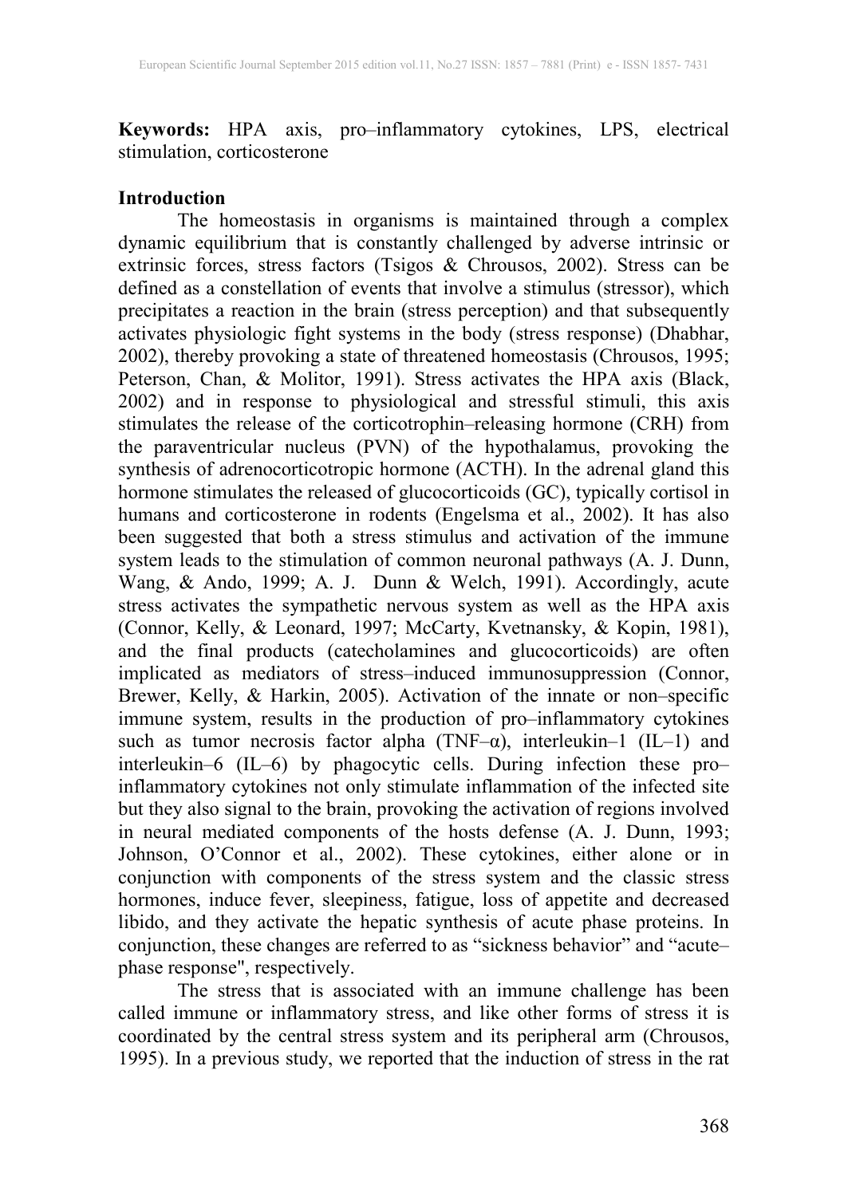**Keywords:** HPA axis, pro–inflammatory cytokines, LPS, electrical stimulation, corticosterone

## Introduction

The homeostasis in organisms is maintained through a complex dynamic equilibrium that is constantly challenged by adverse intrinsic or extrinsic forces, stress factors (Tsigos & Chrousos, 2002). Stress can be defined as a constellation of events that involve a stimulus (stressor), which precipitates a reaction in the brain (stress perception) and that subsequently activates physiologic fight systems in the body (stress response) (Dhabhar, 2002), thereby provoking a state of threatened homeostasis (Chrousos, 1995; Peterson, Chan, & Molitor, 1991). Stress activates the HPA axis (Black, 2002) and in response to physiological and stressful stimuli, this axis stimulates the release of the corticotrophin–releasing hormone (CRH) from the paraventricular nucleus (PVN) of the hypothalamus, provoking the synthesis of adrenocorticotropic hormone (ACTH). In the adrenal gland this hormone stimulates the released of glucocorticoids (GC), typically cortisol in humans and corticosterone in rodents (Engelsma et al., 2002). It has also been suggested that both a stress stimulus and activation of the immune system leads to the stimulation of common neuronal pathways (A. J. Dunn, Wang, & Ando, 1999; A. J. Dunn & Welch, 1991). Accordingly, acute stress activates the sympathetic nervous system as well as the HPA axis (Connor, Kelly, & Leonard, 1997; McCarty, Kvetnansky, & Kopin, 1981), and the final products (catecholamines and glucocorticoids) are often implicated as mediators of stress–induced immunosuppression (Connor, Brewer, Kelly, & Harkin, 2005). Activation of the innate or non–specific immune system, results in the production of pro–inflammatory cytokines such as tumor necrosis factor alpha (TNF–α), interleukin–1 (IL–1) and interleukin–6 (IL–6) by phagocytic cells. During infection these pro–inflammatory cytokines not only stimulate inflammation of the infected site but they also signal to the brain, provoking the activation of regions involved in neural mediated components of the hosts defense (A. J. Dunn, 1993; Johnson, O'Connor et al., 2002). These cytokines, either alone or in conjunction with components of the stress system and the classic stress hormones, induce fever, sleepiness, fatigue, loss of appetite and decreased libido, and they activate the hepatic synthesis of acute phase proteins. In conjunction, these changes are referred to as "sickness behavior" and "acute–phase response", respectively.

The stress that is associated with an immune challenge has been called immune or inflammatory stress, and like other forms of stress it is coordinated by the central stress system and its peripheral arm (Chrousos, 1995). In a previous study, we reported that the induction of stress in the rat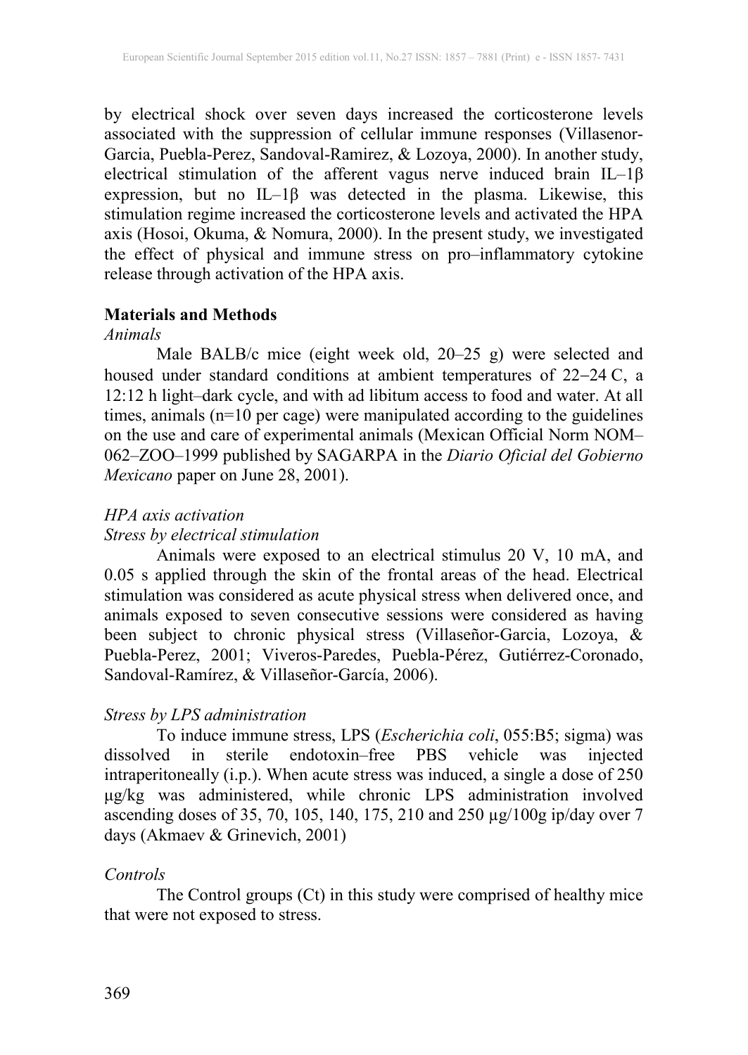by electrical shock over seven days increased the corticosterone levels associated with the suppression of cellular immune responses (Villasenor-Garcia, Puebla-Perez, Sandoval-Ramirez, & Lozoya, 2000). In another study, electrical stimulation of the afferent vagus nerve induced brain IL–1β expression, but no IL–1β was detected in the plasma. Likewise, this stimulation regime increased the corticosterone levels and activated the HPA axis (Hosoi, Okuma, & Nomura, 2000). In the present study, we investigated the effect of physical and immune stress on pro–inflammatory cytokine release through activation of the HPA axis.

## Materials and Methods

*Animals*

Male BALB/c mice (eight week old, 20–25 g) were selected and housed under standard conditions at ambient temperatures of 22–24 C, a 12:12 h light–dark cycle, and with ad libitum access to food and water. At all times, animals (n=10 per cage) were manipulated according to the guidelines on the use and care of experimental animals (Mexican Official Norm NOM–062–ZOO–1999 published by SAGARPA in the *Diario Oficial del Gobierno Mexicano* paper on June 28, 2001).

*HPA axis activation*

*Stress by electrical stimulation*

Animals were exposed to an electrical stimulus 20 V, 10 mA, and 0.05 s applied through the skin of the frontal areas of the head. Electrical stimulation was considered as acute physical stress when delivered once, and animals exposed to seven consecutive sessions were considered as having been subject to chronic physical stress (Villaseñor-Garcia, Lozoya, & Puebla-Perez, 2001; Viveros-Paredes, Puebla-Pérez, Gutiérrez-Coronado, Sandoval-Ramírez, & Villaseñor-García, 2006).

*Stress by LPS administration*

To induce immune stress, LPS (*Escherichia coli*, 055:B5; sigma) was dissolved in sterile endotoxin–free PBS vehicle was injected intraperitoneally (i.p.). When acute stress was induced, a single a dose of 250 μg/kg was administered, while chronic LPS administration involved ascending doses of 35, 70, 105, 140, 175, 210 and 250 μg/100g ip/day over 7 days (Akmaev & Grinevich, 2001)

*Controls*

The Control groups (Ct) in this study were comprised of healthy mice that were not exposed to stress.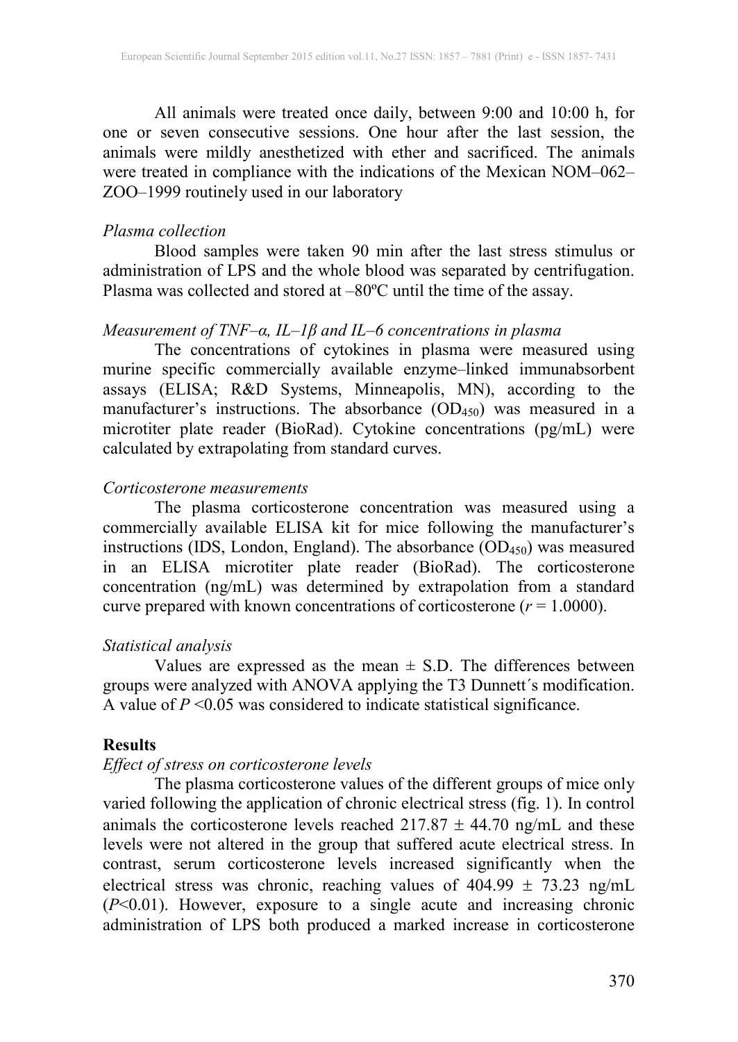All animals were treated once daily, between 9:00 and 10:00 h, for one or seven consecutive sessions. One hour after the last session, the animals were mildly anesthetized with ether and sacrificed. The animals were treated in compliance with the indications of the Mexican NOM–062–ZOO–1999 routinely used in our laboratory

*Plasma collection*

Blood samples were taken 90 min after the last stress stimulus or administration of LPS and the whole blood was separated by centrifugation. Plasma was collected and stored at –80ºC until the time of the assay.

*Measurement of TNF–α, IL–1β and IL–6 concentrations in plasma*

The concentrations of cytokines in plasma were measured using murine specific commercially available enzyme–linked immunabsorbent assays (ELISA; R&D Systems, Minneapolis, MN), according to the manufacturer's instructions. The absorbance ($OD_{450}$) was measured in a microtiter plate reader (BioRad). Cytokine concentrations (pg/mL) were calculated by extrapolating from standard curves.

*Corticosterone measurements*

The plasma corticosterone concentration was measured using a commercially available ELISA kit for mice following the manufacturer's instructions (IDS, London, England). The absorbance ($OD_{450}$) was measured in an ELISA microtiter plate reader (BioRad). The corticosterone concentration (ng/mL) was determined by extrapolation from a standard curve prepared with known concentrations of corticosterone ($r = 1.0000$).

*Statistical analysis*

Values are expressed as the mean ± S.D. The differences between groups were analyzed with ANOVA applying the T3 Dunnett´s modification. A value of $P < 0.05$ was considered to indicate statistical significance.

**Results**

*Effect of stress on corticosterone levels*

The plasma corticosterone values of the different groups of mice only varied following the application of chronic electrical stress (fig. 1). In control animals the corticosterone levels reached 217.87 ± 44.70 ng/mL and these levels were not altered in the group that suffered acute electrical stress. In contrast, serum corticosterone levels increased significantly when the electrical stress was chronic, reaching values of 404.99 ± 73.23 ng/mL ($P<0.01$). However, exposure to a single acute and increasing chronic administration of LPS both produced a marked increase in corticosterone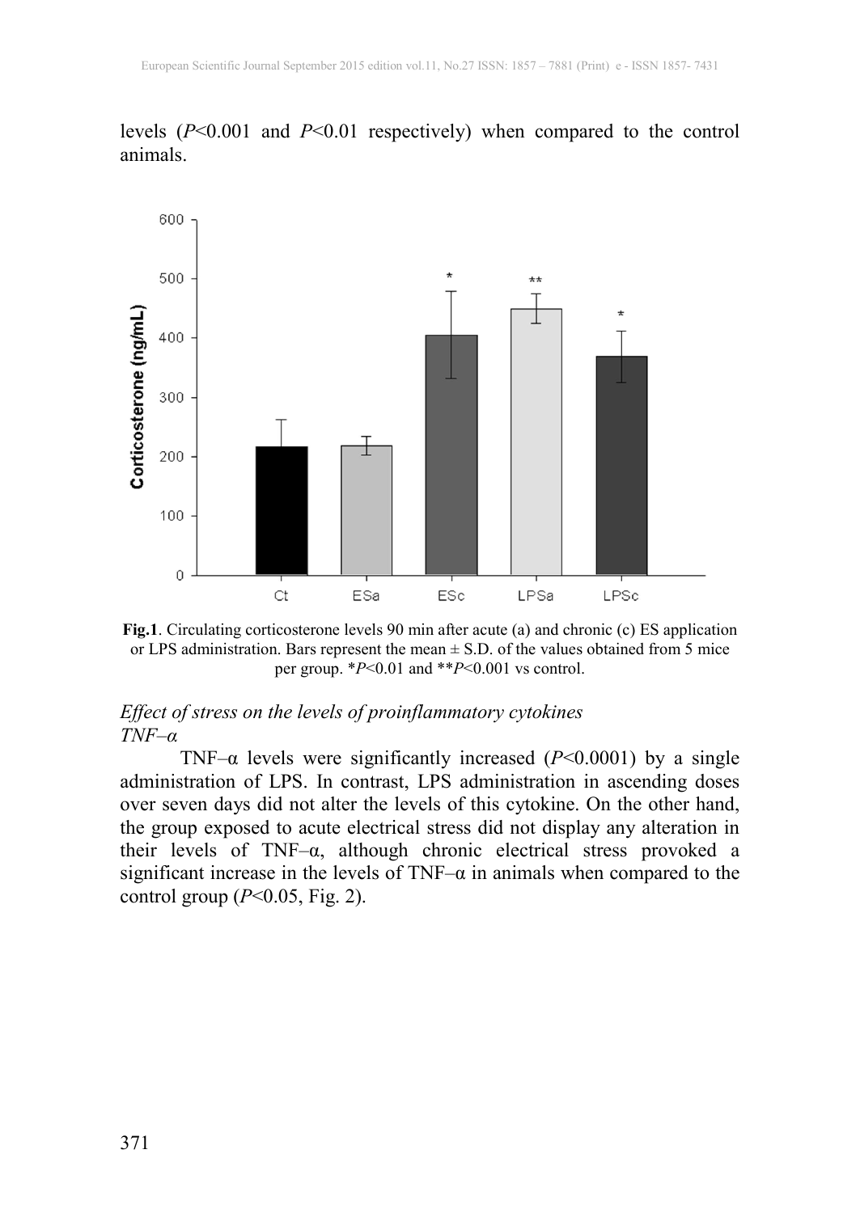levels ($P$<0.001 and $P$<0.01 respectively) when compared to the control animals.

**Fig.1**. Circulating corticosterone levels 90 min after acute (a) and chronic (c) ES application or LPS administration. Bars represent the mean ± S.D. of the values obtained from 5 mice per group. *$P$<0.01 and **$P$<0.001 vs control.

*Effect of stress on the levels of proinflammatory cytokines*

*TNF–α*

TNF–α levels were significantly increased ($P$<0.0001) by a single administration of LPS. In contrast, LPS administration in ascending doses over seven days did not alter the levels of this cytokine. On the other hand, the group exposed to acute electrical stress did not display any alteration in their levels of TNF–α, although chronic electrical stress provoked a significant increase in the levels of TNF–α in animals when compared to the control group ($P$<0.05, Fig. 2).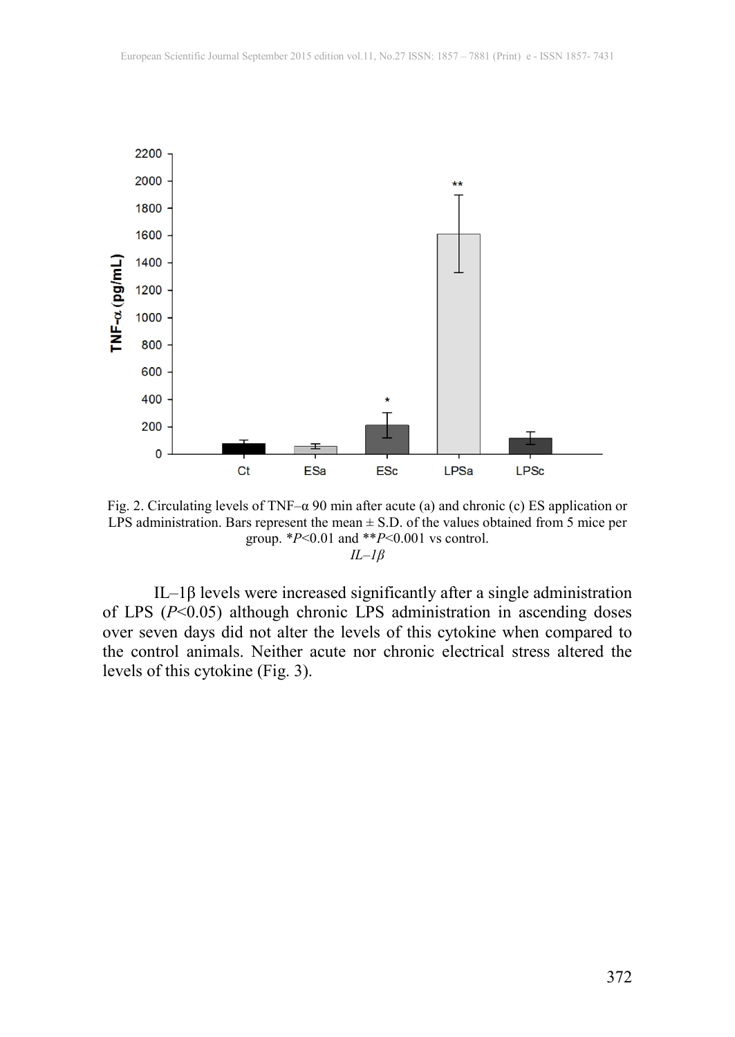2200
2000
1800
1600
1400
1200
1000
800
600
400
200
0

TNF-α (pg/mL)

**

*

Ct ESa ESc LPSa LPSc

Fig. 2. Circulating levels of TNF–α 90 min after acute (a) and chronic (c) ES application or LPS administration. Bars represent the mean ± S.D. of the values obtained from 5 mice per group. \**P*<0.01 and \*\**P*<0.001 vs control.

*IL–1β*

IL–1β levels were increased significantly after a single administration of LPS (*P*<0.05) although chronic LPS administration in ascending doses over seven days did not alter the levels of this cytokine when compared to the control animals. Neither acute nor chronic electrical stress altered the levels of this cytokine (Fig. 3).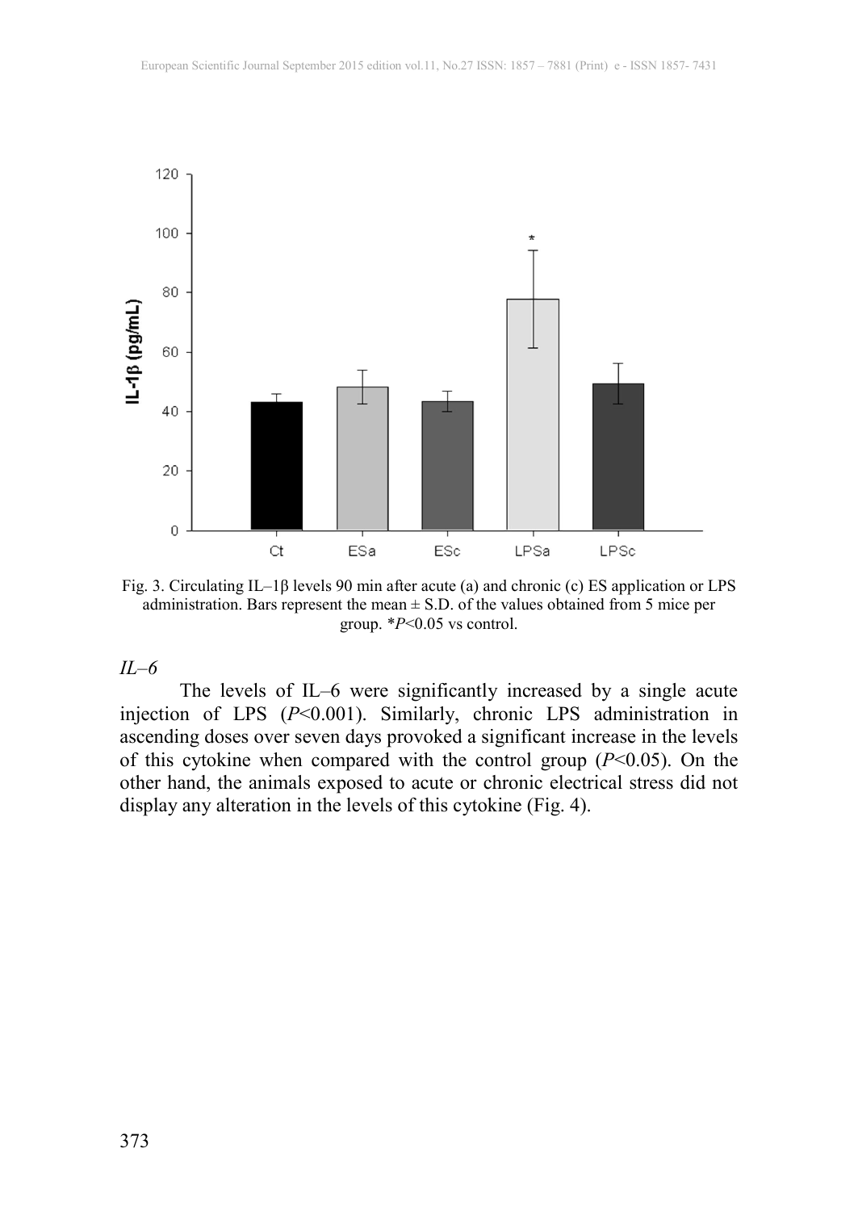Fig. 3. Circulating IL–1β levels 90 min after acute (a) and chronic (c) ES application or LPS administration. Bars represent the mean ± S.D. of the values obtained from 5 mice per group. *$P<0.05$ vs control.

*IL–6*

The levels of IL–6 were significantly increased by a single acute injection of LPS ($P<0.001$). Similarly, chronic LPS administration in ascending doses over seven days provoked a significant increase in the levels of this cytokine when compared with the control group ($P<0.05$). On the other hand, the animals exposed to acute or chronic electrical stress did not display any alteration in the levels of this cytokine (Fig. 4).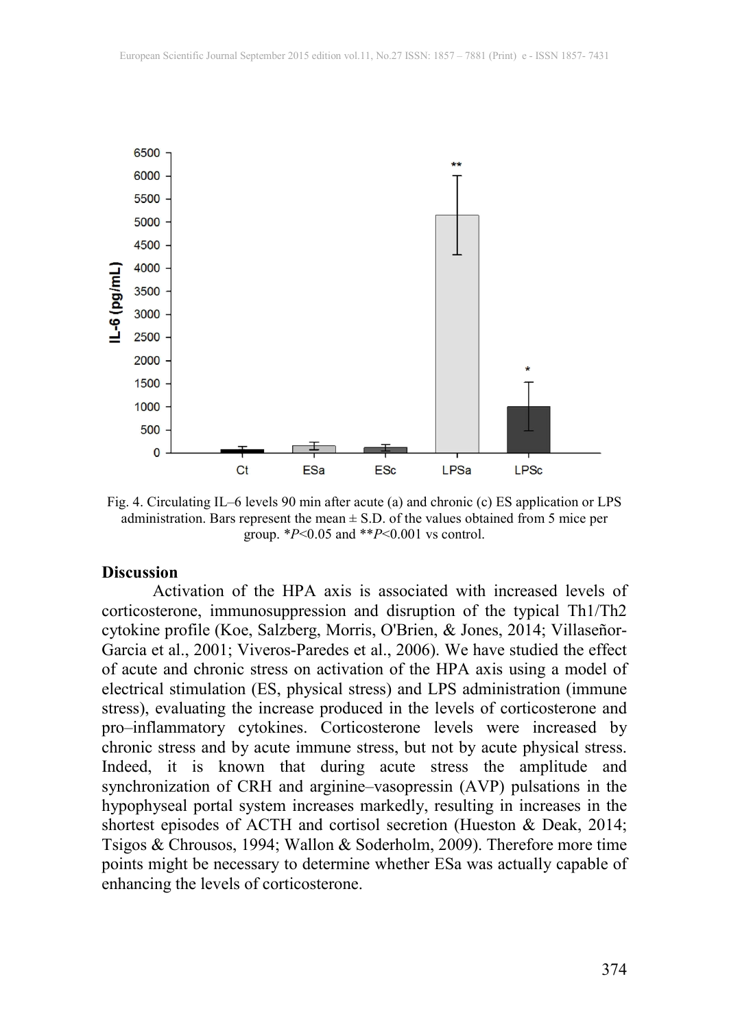6500
6000
5500
5000
4500
4000
3500
3000
2500
2000
1500
1000
500
0

IL–6 (pg/mL)

Ct ESa ESc LPSa LPSc

**
*

Fig. 4. Circulating IL–6 levels 90 min after acute (a) and chronic (c) ES application or LPS administration. Bars represent the mean ± S.D. of the values obtained from 5 mice per group. *$P<0.05$ and **$P<0.001$ vs control.

## Discussion

Activation of the HPA axis is associated with increased levels of corticosterone, immunosuppression and disruption of the typical Th1/Th2 cytokine profile (Koe, Salzberg, Morris, O'Brien, & Jones, 2014; Villaseñor-Garcia et al., 2001; Viveros-Paredes et al., 2006). We have studied the effect of acute and chronic stress on activation of the HPA axis using a model of electrical stimulation (ES, physical stress) and LPS administration (immune stress), evaluating the increase produced in the levels of corticosterone and pro–inflammatory cytokines. Corticosterone levels were increased by chronic stress and by acute immune stress, but not by acute physical stress. Indeed, it is known that during acute stress the amplitude and synchronization of CRH and arginine–vasopressin (AVP) pulsations in the hypophyseal portal system increases markedly, resulting in increases in the shortest episodes of ACTH and cortisol secretion (Hueston & Deak, 2014; Tsigos & Chrousos, 1994; Wallon & Soderholm, 2009). Therefore more time points might be necessary to determine whether ESa was actually capable of enhancing the levels of corticosterone.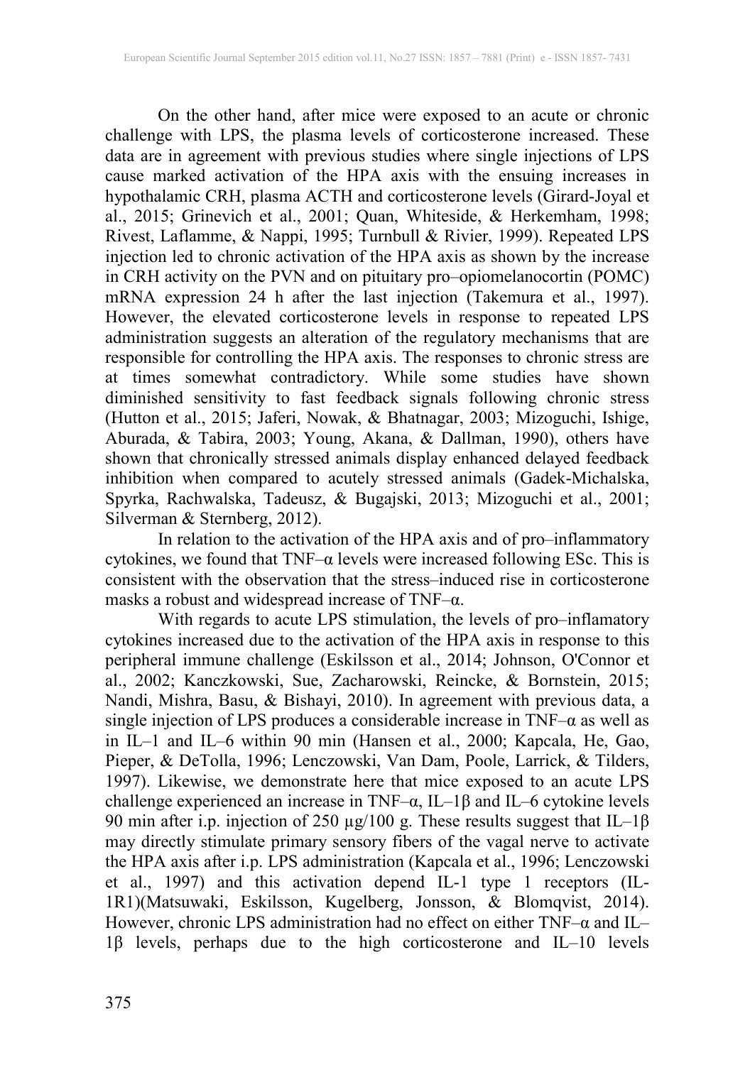On the other hand, after mice were exposed to an acute or chronic challenge with LPS, the plasma levels of corticosterone increased. These data are in agreement with previous studies where single injections of LPS cause marked activation of the HPA axis with the ensuing increases in hypothalamic CRH, plasma ACTH and corticosterone levels (Girard-Joyal et al., 2015; Grinevich et al., 2001; Quan, Whiteside, & Herkemham, 1998; Rivest, Laflamme, & Nappi, 1995; Turnbull & Rivier, 1999). Repeated LPS injection led to chronic activation of the HPA axis as shown by the increase in CRH activity on the PVN and on pituitary pro–opiomelanocortin (POMC) mRNA expression 24 h after the last injection (Takemura et al., 1997). However, the elevated corticosterone levels in response to repeated LPS administration suggests an alteration of the regulatory mechanisms that are responsible for controlling the HPA axis. The responses to chronic stress are at times somewhat contradictory. While some studies have shown diminished sensitivity to fast feedback signals following chronic stress (Hutton et al., 2015; Jaferi, Nowak, & Bhatnagar, 2003; Mizoguchi, Ishige, Aburada, & Tabira, 2003; Young, Akana, & Dallman, 1990), others have shown that chronically stressed animals display enhanced delayed feedback inhibition when compared to acutely stressed animals (Gadek-Michalska, Spyrka, Rachwalska, Tadeusz, & Bugajski, 2013; Mizoguchi et al., 2001; Silverman & Sternberg, 2012).

In relation to the activation of the HPA axis and of pro–inflammatory cytokines, we found that TNF–α levels were increased following ESc. This is consistent with the observation that the stress–induced rise in corticosterone masks a robust and widespread increase of TNF–α.

With regards to acute LPS stimulation, the levels of pro–inflamatory cytokines increased due to the activation of the HPA axis in response to this peripheral immune challenge (Eskilsson et al., 2014; Johnson, O'Connor et al., 2002; Kanczkowski, Sue, Zacharowski, Reincke, & Bornstein, 2015; Nandi, Mishra, Basu, & Bishayi, 2010). In agreement with previous data, a single injection of LPS produces a considerable increase in TNF–α as well as in IL–1 and IL–6 within 90 min (Hansen et al., 2000; Kapcala, He, Gao, Pieper, & DeTolla, 1996; Lenczowski, Van Dam, Poole, Larrick, & Tilders, 1997). Likewise, we demonstrate here that mice exposed to an acute LPS challenge experienced an increase in TNF–α, IL–1β and IL–6 cytokine levels 90 min after i.p. injection of 250 μg/100 g. These results suggest that IL–1β may directly stimulate primary sensory fibers of the vagal nerve to activate the HPA axis after i.p. LPS administration (Kapcala et al., 1996; Lenczowski et al., 1997) and this activation depend IL-1 type 1 receptors (IL-1R1)(Matsuwaki, Eskilsson, Kugelberg, Jonsson, & Blomqvist, 2014). However, chronic LPS administration had no effect on either TNF–α and IL–1β levels, perhaps due to the high corticosterone and IL–10 levels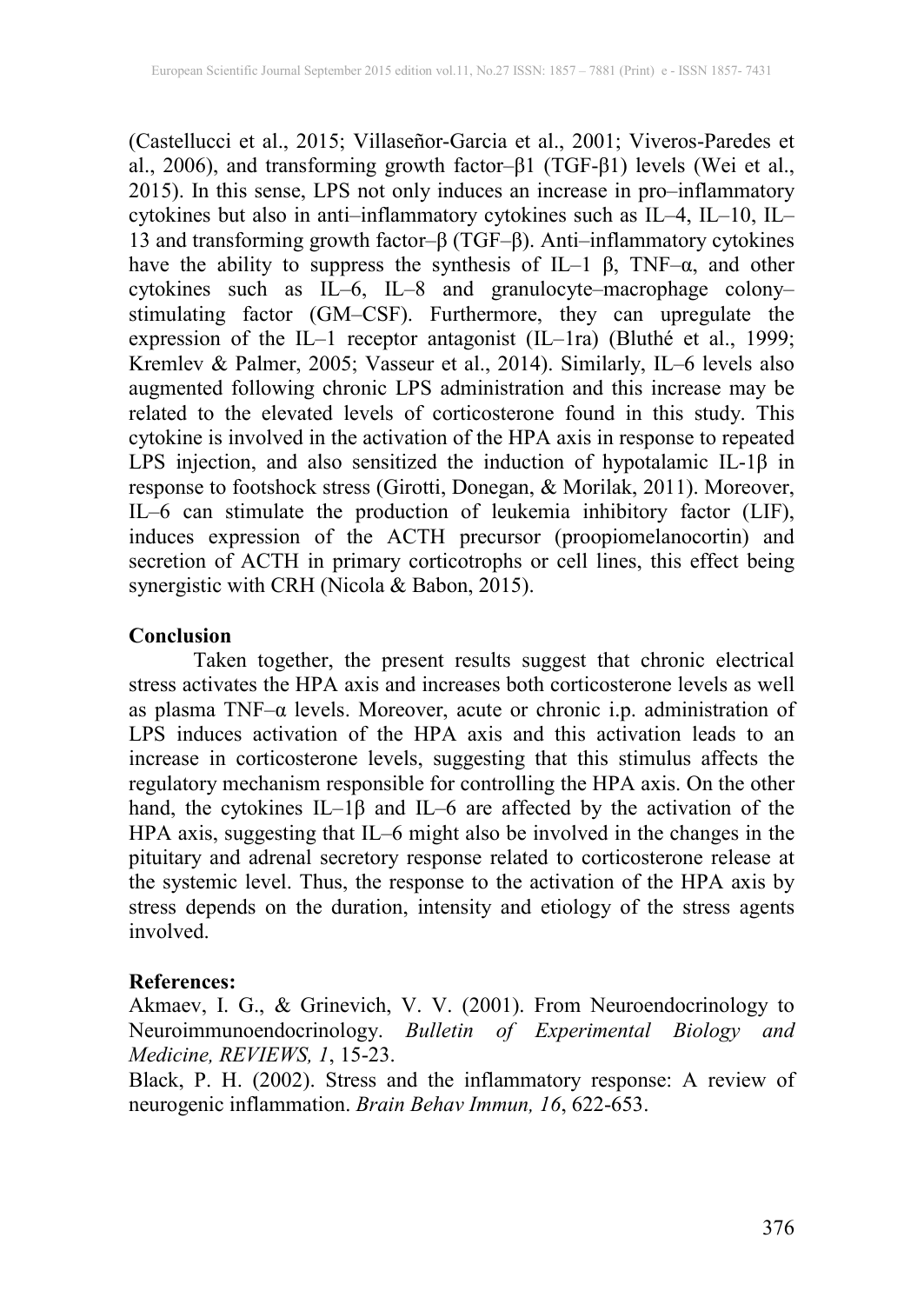(Castellucci et al., 2015; Villaseñor-Garcia et al., 2001; Viveros-Paredes et al., 2006), and transforming growth factor–β1 (TGF-β1) levels (Wei et al., 2015). In this sense, LPS not only induces an increase in pro–inflammatory cytokines but also in anti–inflammatory cytokines such as IL–4, IL–10, IL–13 and transforming growth factor–β (TGF–β). Anti–inflammatory cytokines have the ability to suppress the synthesis of IL–1 β, TNF–α, and other cytokines such as IL–6, IL–8 and granulocyte–macrophage colony–stimulating factor (GM–CSF). Furthermore, they can upregulate the expression of the IL–1 receptor antagonist (IL–1ra) (Bluthé et al., 1999; Kremlev & Palmer, 2005; Vasseur et al., 2014). Similarly, IL–6 levels also augmented following chronic LPS administration and this increase may be related to the elevated levels of corticosterone found in this study. This cytokine is involved in the activation of the HPA axis in response to repeated LPS injection, and also sensitized the induction of hypotalamic IL-1β in response to footshock stress (Girotti, Donegan, & Morilak, 2011). Moreover, IL–6 can stimulate the production of leukemia inhibitory factor (LIF), induces expression of the ACTH precursor (proopiomelanocortin) and secretion of ACTH in primary corticotrophs or cell lines, this effect being synergistic with CRH (Nicola & Babon, 2015).

## Conclusion

Taken together, the present results suggest that chronic electrical stress activates the HPA axis and increases both corticosterone levels as well as plasma TNF–α levels. Moreover, acute or chronic i.p. administration of LPS induces activation of the HPA axis and this activation leads to an increase in corticosterone levels, suggesting that this stimulus affects the regulatory mechanism responsible for controlling the HPA axis. On the other hand, the cytokines IL–1β and IL–6 are affected by the activation of the HPA axis, suggesting that IL–6 might also be involved in the changes in the pituitary and adrenal secretory response related to corticosterone release at the systemic level. Thus, the response to the activation of the HPA axis by stress depends on the duration, intensity and etiology of the stress agents involved.

## References:

Akmaev, I. G., & Grinevich, V. V. (2001). From Neuroendocrinology to Neuroimmunoendocrinology. *Bulletin of Experimental Biology and Medicine, REVIEWS, 1*, 15-23.

Black, P. H. (2002). Stress and the inflammatory response: A review of neurogenic inflammation. *Brain Behav Immun, 16*, 622-653.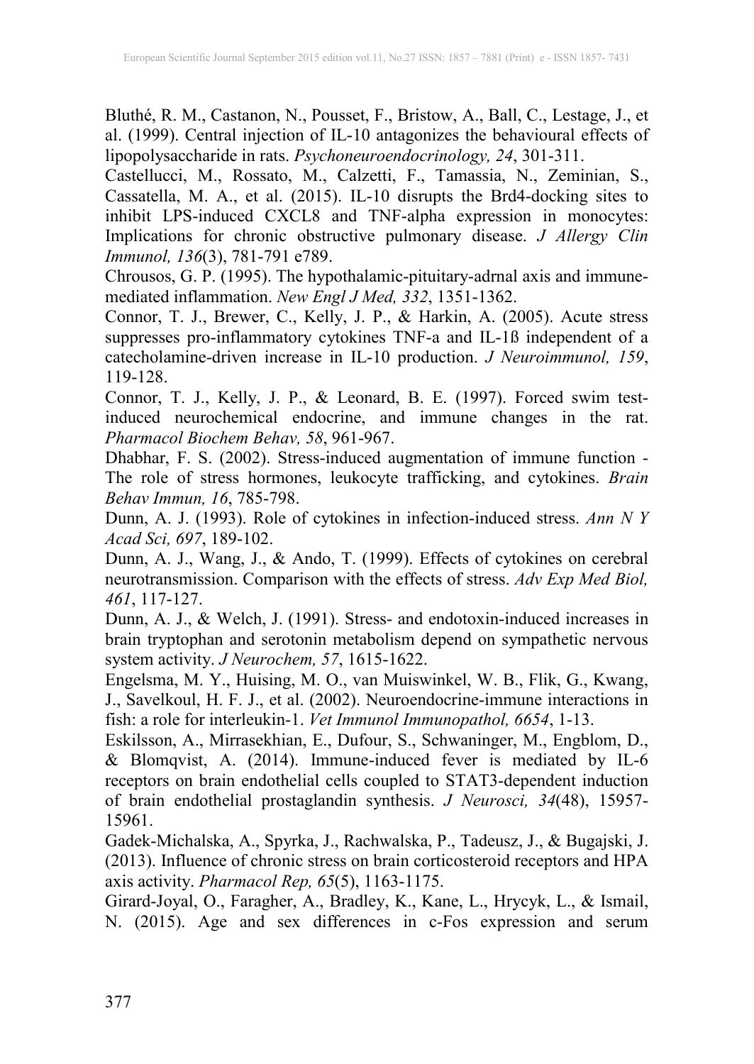Bluthé, R. M., Castanon, N., Pousset, F., Bristow, A., Ball, C., Lestage, J., et al. (1999). Central injection of IL-10 antagonizes the behavioural effects of lipopolysaccharide in rats. *Psychoneuroendocrinology, 24*, 301-311.

Castellucci, M., Rossato, M., Calzetti, F., Tamassia, N., Zeminian, S., Cassatella, M. A., et al. (2015). IL-10 disrupts the Brd4-docking sites to inhibit LPS-induced CXCL8 and TNF-alpha expression in monocytes: Implications for chronic obstructive pulmonary disease. *J Allergy Clin Immunol, 136*(3), 781-791 e789.

Chrousos, G. P. (1995). The hypothalamic-pituitary-adrnal axis and immune-mediated inflammation. *New Engl J Med, 332*, 1351-1362.

Connor, T. J., Brewer, C., Kelly, J. P., & Harkin, A. (2005). Acute stress suppresses pro-inflammatory cytokines TNF-a and IL-1ß independent of a catecholamine-driven increase in IL-10 production. *J Neuroimmunol, 159*, 119-128.

Connor, T. J., Kelly, J. P., & Leonard, B. E. (1997). Forced swim test-induced neurochemical endocrine, and immune changes in the rat. *Pharmacol Biochem Behav, 58*, 961-967.

Dhabhar, F. S. (2002). Stress-induced augmentation of immune function - The role of stress hormones, leukocyte trafficking, and cytokines. *Brain Behav Immun, 16*, 785-798.

Dunn, A. J. (1993). Role of cytokines in infection-induced stress. *Ann N Y Acad Sci, 697*, 189-102.

Dunn, A. J., Wang, J., & Ando, T. (1999). Effects of cytokines on cerebral neurotransmission. Comparison with the effects of stress. *Adv Exp Med Biol, 461*, 117-127.

Dunn, A. J., & Welch, J. (1991). Stress- and endotoxin-induced increases in brain tryptophan and serotonin metabolism depend on sympathetic nervous system activity. *J Neurochem, 57*, 1615-1622.

Engelsma, M. Y., Huising, M. O., van Muiswinkel, W. B., Flik, G., Kwang, J., Savelkoul, H. F. J., et al. (2002). Neuroendocrine-immune interactions in fish: a role for interleukin-1. *Vet Immunol Immunopathol, 6654*, 1-13.

Eskilsson, A., Mirrasekhian, E., Dufour, S., Schwaninger, M., Engblom, D., & Blomqvist, A. (2014). Immune-induced fever is mediated by IL-6 receptors on brain endothelial cells coupled to STAT3-dependent induction of brain endothelial prostaglandin synthesis. *J Neurosci, 34*(48), 15957-15961.

Gadek-Michalska, A., Spyrka, J., Rachwalska, P., Tadeusz, J., & Bugajski, J. (2013). Influence of chronic stress on brain corticosteroid receptors and HPA axis activity. *Pharmacol Rep, 65*(5), 1163-1175.

Girard-Joyal, O., Faragher, A., Bradley, K., Kane, L., Hrycyk, L., & Ismail, N. (2015). Age and sex differences in c-Fos expression and serum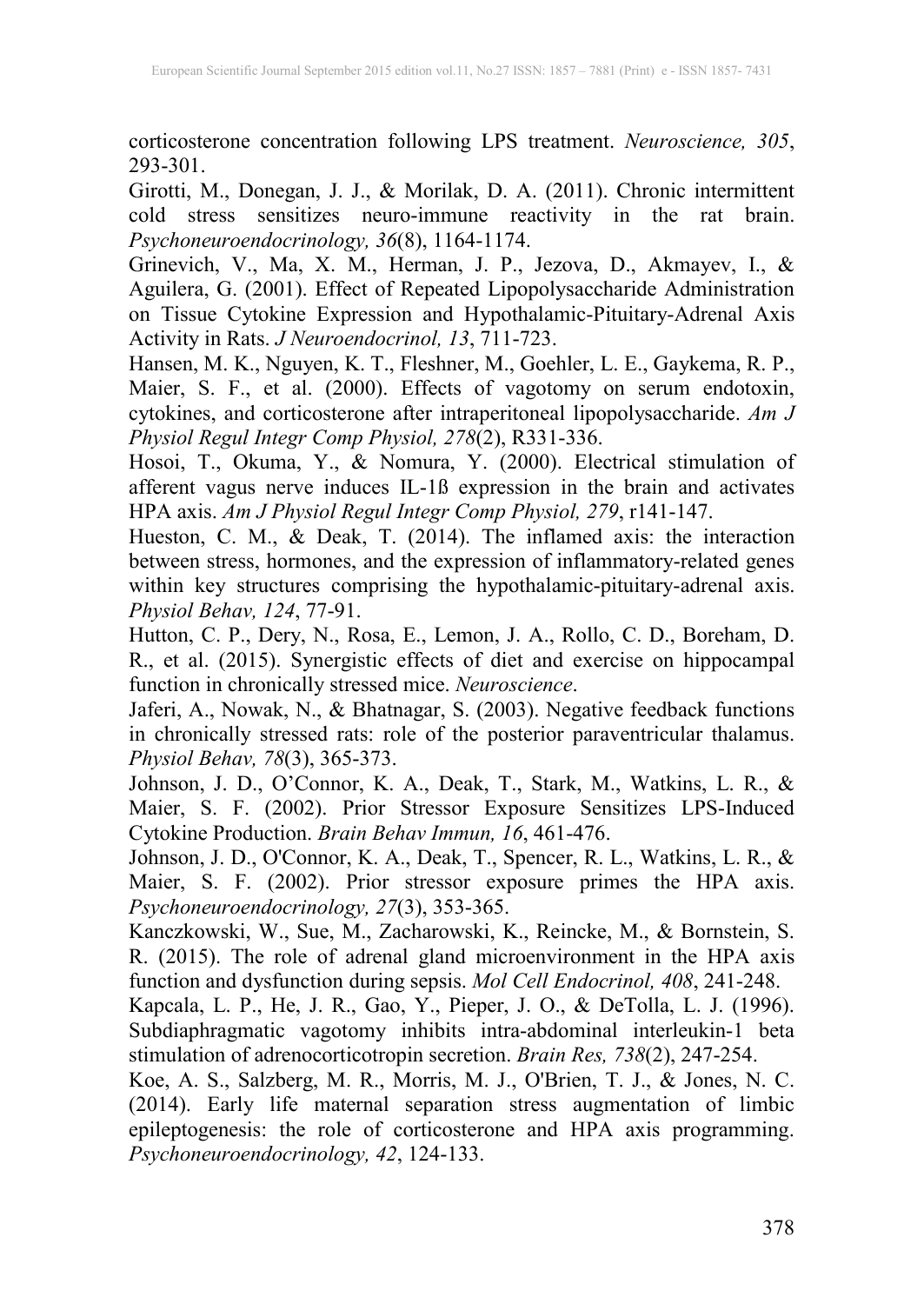corticosterone concentration following LPS treatment. *Neuroscience, 305*, 293-301.

Girotti, M., Donegan, J. J., & Morilak, D. A. (2011). Chronic intermittent cold stress sensitizes neuro-immune reactivity in the rat brain. *Psychoneuroendocrinology, 36*(8), 1164-1174.

Grinevich, V., Ma, X. M., Herman, J. P., Jezova, D., Akmayev, I., & Aguilera, G. (2001). Effect of Repeated Lipopolysaccharide Administration on Tissue Cytokine Expression and Hypothalamic-Pituitary-Adrenal Axis Activity in Rats. *J Neuroendocrinol, 13*, 711-723.

Hansen, M. K., Nguyen, K. T., Fleshner, M., Goehler, L. E., Gaykema, R. P., Maier, S. F., et al. (2000). Effects of vagotomy on serum endotoxin, cytokines, and corticosterone after intraperitoneal lipopolysaccharide. *Am J Physiol Regul Integr Comp Physiol, 278*(2), R331-336.

Hosoi, T., Okuma, Y., & Nomura, Y. (2000). Electrical stimulation of afferent vagus nerve induces IL-1ß expression in the brain and activates HPA axis. *Am J Physiol Regul Integr Comp Physiol, 279*, r141-147.

Hueston, C. M., & Deak, T. (2014). The inflamed axis: the interaction between stress, hormones, and the expression of inflammatory-related genes within key structures comprising the hypothalamic-pituitary-adrenal axis. *Physiol Behav, 124*, 77-91.

Hutton, C. P., Dery, N., Rosa, E., Lemon, J. A., Rollo, C. D., Boreham, D. R., et al. (2015). Synergistic effects of diet and exercise on hippocampal function in chronically stressed mice. *Neuroscience*.

Jaferi, A., Nowak, N., & Bhatnagar, S. (2003). Negative feedback functions in chronically stressed rats: role of the posterior paraventricular thalamus. *Physiol Behav, 78*(3), 365-373.

Johnson, J. D., O'Connor, K. A., Deak, T., Stark, M., Watkins, L. R., & Maier, S. F. (2002). Prior Stressor Exposure Sensitizes LPS-Induced Cytokine Production. *Brain Behav Immun, 16*, 461-476.

Johnson, J. D., O'Connor, K. A., Deak, T., Spencer, R. L., Watkins, L. R., & Maier, S. F. (2002). Prior stressor exposure primes the HPA axis. *Psychoneuroendocrinology, 27*(3), 353-365.

Kanczkowski, W., Sue, M., Zacharowski, K., Reincke, M., & Bornstein, S. R. (2015). The role of adrenal gland microenvironment in the HPA axis function and dysfunction during sepsis. *Mol Cell Endocrinol, 408*, 241-248.

Kapcala, L. P., He, J. R., Gao, Y., Pieper, J. O., & DeTolla, L. J. (1996). Subdiaphragmatic vagotomy inhibits intra-abdominal interleukin-1 beta stimulation of adrenocorticotropin secretion. *Brain Res, 738*(2), 247-254.

Koe, A. S., Salzberg, M. R., Morris, M. J., O'Brien, T. J., & Jones, N. C. (2014). Early life maternal separation stress augmentation of limbic epileptogenesis: the role of corticosterone and HPA axis programming. *Psychoneuroendocrinology, 42*, 124-133.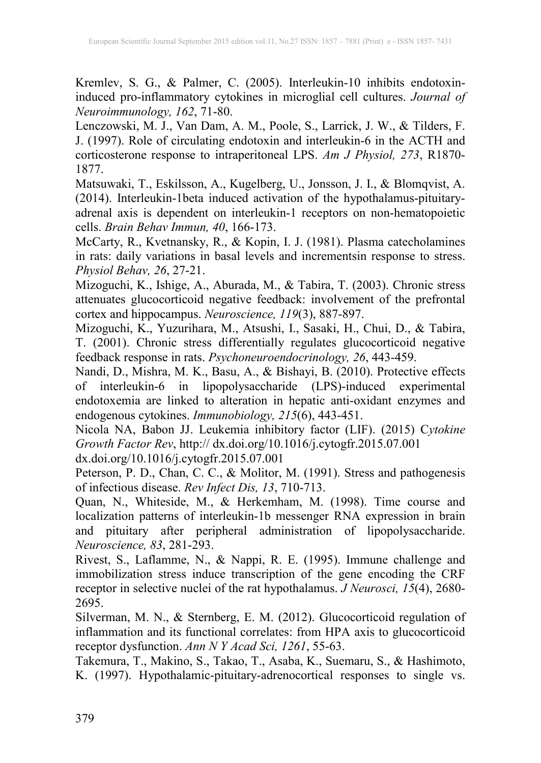Kremlev, S. G., & Palmer, C. (2005). Interleukin-10 inhibits endotoxin-induced pro-inflammatory cytokines in microglial cell cultures. *Journal of Neuroimmunology, 162*, 71-80.

Lenczowski, M. J., Van Dam, A. M., Poole, S., Larrick, J. W., & Tilders, F. J. (1997). Role of circulating endotoxin and interleukin-6 in the ACTH and corticosterone response to intraperitoneal LPS. *Am J Physiol, 273*, R1870-1877.

Matsuwaki, T., Eskilsson, A., Kugelberg, U., Jonsson, J. I., & Blomqvist, A. (2014). Interleukin-1beta induced activation of the hypothalamus-pituitary-adrenal axis is dependent on interleukin-1 receptors on non-hematopoietic cells. *Brain Behav Immun, 40*, 166-173.

McCarty, R., Kvetnansky, R., & Kopin, I. J. (1981). Plasma catecholamines in rats: daily variations in basal levels and incrementsin in response to stress. *Physiol Behav, 26*, 27-21.

Mizoguchi, K., Ishige, A., Aburada, M., & Tabira, T. (2003). Chronic stress attenuates glucocorticoid negative feedback: involvement of the prefrontal cortex and hippocampus. *Neuroscience, 119*(3), 887-897.

Mizoguchi, K., Yuzurihara, M., Atsushi, I., Sasaki, H., Chui, D., & Tabira, T. (2001). Chronic stress differentially regulates glucocorticoid negative feedback response in rats. *Psychoneuroendocrinology, 26*, 443-459.

Nandi, D., Mishra, M. K., Basu, A., & Bishayi, B. (2010). Protective effects of interleukin-6 in lipopolysaccharide (LPS)-induced experimental endotoxemia are linked to alteration in hepatic anti-oxidant enzymes and endogenous cytokines. *Immunobiology, 215*(6), 443-451.

Nicola NA, Babon JJ. Leukemia inhibitory factor (LIF). (2015) C*ytokine Growth Factor Rev*, http:// dx.doi.org/10.1016/j.cytogfr.2015.07.001 dx.doi.org/10.1016/j.cytogfr.2015.07.001

Peterson, P. D., Chan, C. C., & Molitor, M. (1991). Stress and pathogenesis of infectious disease. *Rev Infect Dis, 13*, 710-713.

Quan, N., Whiteside, M., & Herkemham, M. (1998). Time course and localization patterns of interleukin-1b messenger RNA expression in brain and pituitary after peripheral administration of lipopolysaccharide. *Neuroscience, 83*, 281-293.

Rivest, S., Laflamme, N., & Nappi, R. E. (1995). Immune challenge and immobilization stress induce transcription of the gene encoding the CRF receptor in selective nuclei of the rat hypothalamus. *J Neurosci, 15*(4), 2680-2695.

Silverman, M. N., & Sternberg, E. M. (2012). Glucocorticoid regulation of inflammation and its functional correlates: from HPA axis to glucocorticoid receptor dysfunction. *Ann N Y Acad Sci, 1261*, 55-63.

Takemura, T., Makino, S., Takao, T., Asaba, K., Suemaru, S., & Hashimoto, K. (1997). Hypothalamic-pituitary-adrenocortical responses to single vs.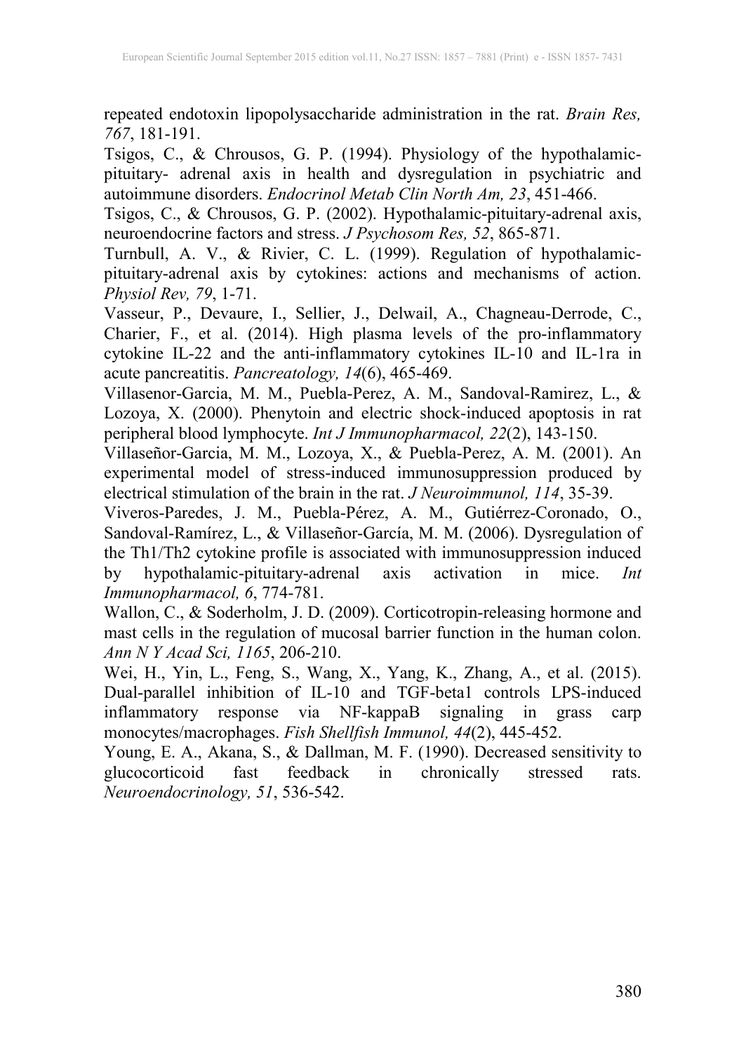repeated endotoxin lipopolysaccharide administration in the rat. *Brain Res, 767*, 181-191.

Tsigos, C., & Chrousos, G. P. (1994). Physiology of the hypothalamic-pituitary- adrenal axis in health and dysregulation in psychiatric and autoimmune disorders. *Endocrinol Metab Clin North Am, 23*, 451-466.

Tsigos, C., & Chrousos, G. P. (2002). Hypothalamic-pituitary-adrenal axis, neuroendocrine factors and stress. *J Psychosom Res, 52*, 865-871.

Turnbull, A. V., & Rivier, C. L. (1999). Regulation of hypothalamic-pituitary-adrenal axis by cytokines: actions and mechanisms of action. *Physiol Rev, 79*, 1-71.

Vasseur, P., Devaure, I., Sellier, J., Delwail, A., Chagneau-Derrode, C., Charier, F., et al. (2014). High plasma levels of the pro-inflammatory cytokine IL-22 and the anti-inflammatory cytokines IL-10 and IL-1ra in acute pancreatitis. *Pancreatology, 14*(6), 465-469.

Villasenor-Garcia, M. M., Puebla-Perez, A. M., Sandoval-Ramirez, L., & Lozoya, X. (2000). Phenytoin and electric shock-induced apoptosis in rat peripheral blood lymphocyte. *Int J Immunopharmacol, 22*(2), 143-150.

Villaseñor-Garcia, M. M., Lozoya, X., & Puebla-Perez, A. M. (2001). An experimental model of stress-induced immunosuppression produced by electrical stimulation of the brain in the rat. *J Neuroimmunol, 114*, 35-39.

Viveros-Paredes, J. M., Puebla-Pérez, A. M., Gutiérrez-Coronado, O., Sandoval-Ramírez, L., & Villaseñor-García, M. M. (2006). Dysregulation of the Th1/Th2 cytokine profile is associated with immunosuppression induced by hypothalamic-pituitary-adrenal axis activation in mice. *Int Immunopharmacol, 6*, 774-781.

Wallon, C., & Soderholm, J. D. (2009). Corticotropin-releasing hormone and mast cells in the regulation of mucosal barrier function in the human colon. *Ann N Y Acad Sci, 1165*, 206-210.

Wei, H., Yin, L., Feng, S., Wang, X., Yang, K., Zhang, A., et al. (2015). Dual-parallel inhibition of IL-10 and TGF-beta1 controls LPS-induced inflammatory response via NF-kappaB signaling in grass carp monocytes/macrophages. *Fish Shellfish Immunol, 44*(2), 445-452.

Young, E. A., Akana, S., & Dallman, M. F. (1990). Decreased sensitivity to glucocorticoid fast feedback in chronically stressed rats. *Neuroendocrinology, 51*, 536-542.